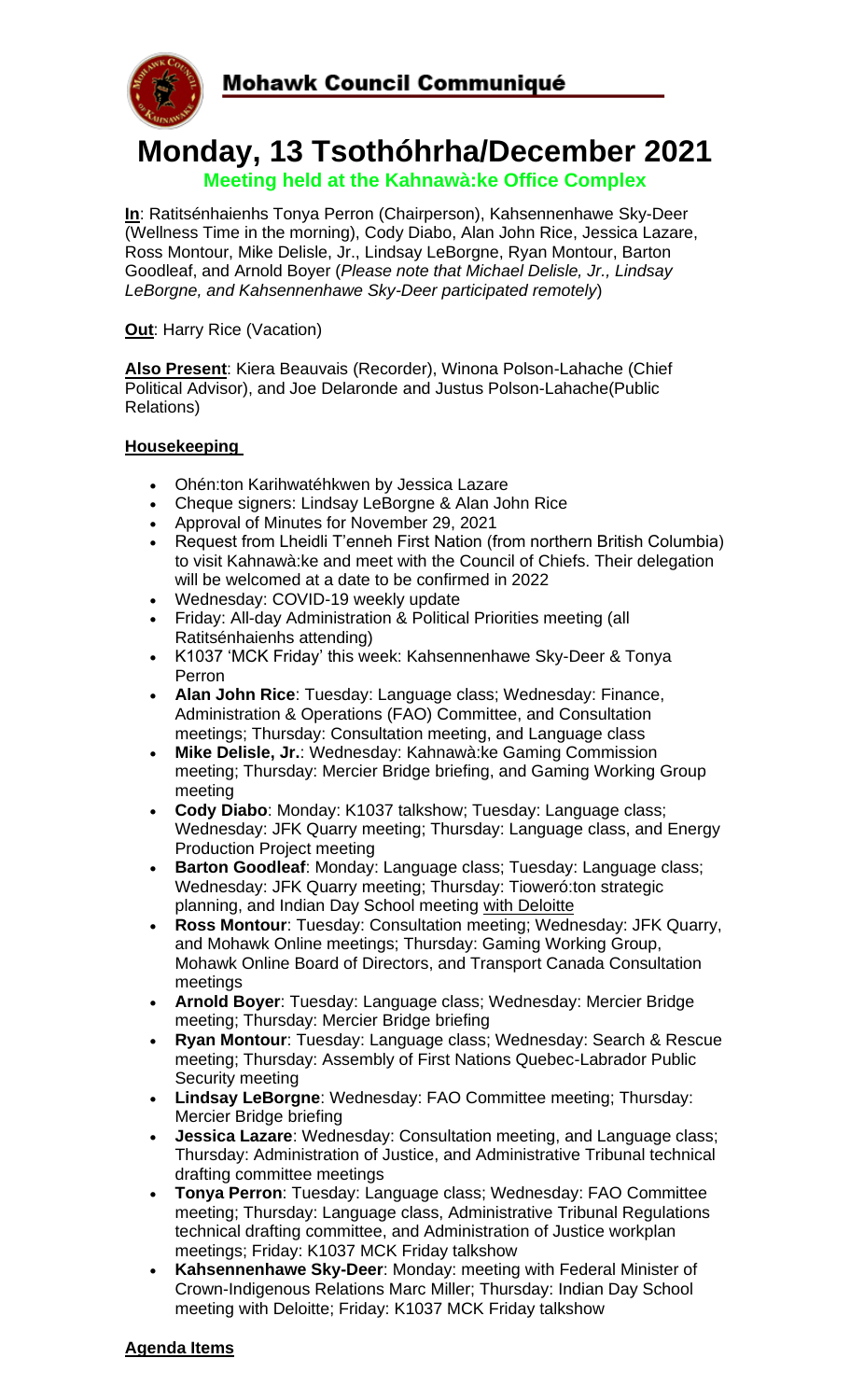# Mohawk Council Communiqué

# Monday, 13 Tsothóhrha/December 2021

**Meeting held at the Kahnawà:ke Office Complex**

**In**: Ratitsénhaienhs Tonya Perron (Chairperson), Kahsennenhawe Sky-Deer (Wellness Time in the morning), Cody Diabo, Alan John Rice, Jessica Lazare, Ross Montour, Mike Delisle, Jr., Lindsay LeBorgne, Ryan Montour, Barton Goodleaf, and Arnold Boyer (*Please note that Michael Delisle, Jr., Lindsay LeBorgne, and Kahsennenhawe Sky-Deer participated remotely*)

**Out**: Harry Rice (Vacation)

**Also Present**: Kiera Beauvais (Recorder), Winona Polson-Lahache (Chief Political Advisor), and Joe Delaronde and Justus Polson-Lahache(Public Relations)

**Housekeeping**

- Ohén:ton Karihwatéhkwen by Jessica Lazare
- Cheque signers: Lindsay LeBorgne & Alan John Rice
- Approval of Minutes for November 29, 2021
- Request from Lheidli T'enneh First Nation (from northern British Columbia) to visit Kahnawà:ke and meet with the Council of Chiefs. Their delegation will be welcomed at a date to be confirmed in 2022
- Wednesday: COVID-19 weekly update
- Friday: All-day Administration & Political Priorities meeting (all Ratitsénhaienhs attending)
- K1037 'MCK Friday' this week: Kahsennenhawe Sky-Deer & Tonya Perron
- **Alan John Rice**: Tuesday: Language class; Wednesday: Finance, Administration & Operations (FAO) Committee, and Consultation meetings; Thursday: Consultation meeting, and Language class
- **Mike Delisle, Jr.**: Wednesday: Kahnawà:ke Gaming Commission meeting; Thursday: Mercier Bridge briefing, and Gaming Working Group meeting
- **Cody Diabo**: Monday: K1037 talkshow; Tuesday: Language class; Wednesday: JFK Quarry meeting; Thursday: Language class, and Energy Production Project meeting
- **Barton Goodleaf**: Monday: Language class; Tuesday: Language class; Wednesday: JFK Quarry meeting; Thursday: Tioweró:ton strategic planning, and Indian Day School meeting with Deloitte
- **Ross Montour**: Tuesday: Consultation meeting; Wednesday: JFK Quarry, and Mohawk Online meetings; Thursday: Gaming Working Group, Mohawk Online Board of Directors, and Transport Canada Consultation meetings
- **Arnold Boyer**: Tuesday: Language class; Wednesday: Mercier Bridge meeting; Thursday: Mercier Bridge briefing
- **Ryan Montour**: Tuesday: Language class; Wednesday: Search & Rescue meeting; Thursday: Assembly of First Nations Quebec-Labrador Public Security meeting
- **Lindsay LeBorgne**: Wednesday: FAO Committee meeting; Thursday: Mercier Bridge briefing
- **Jessica Lazare**: Wednesday: Consultation meeting, and Language class; Thursday: Administration of Justice, and Administrative Tribunal technical drafting committee meetings
- **Tonya Perron**: Tuesday: Language class; Wednesday: FAO Committee meeting; Thursday: Language class, Administrative Tribunal Regulations technical drafting committee, and Administration of Justice workplan meetings; Friday: K1037 MCK Friday talkshow
- **Kahsennenhawe Sky-Deer**: Monday: meeting with Federal Minister of Crown-Indigenous Relations Marc Miller; Thursday: Indian Day School meeting with Deloitte; Friday: K1037 MCK Friday talkshow

**Agenda Items**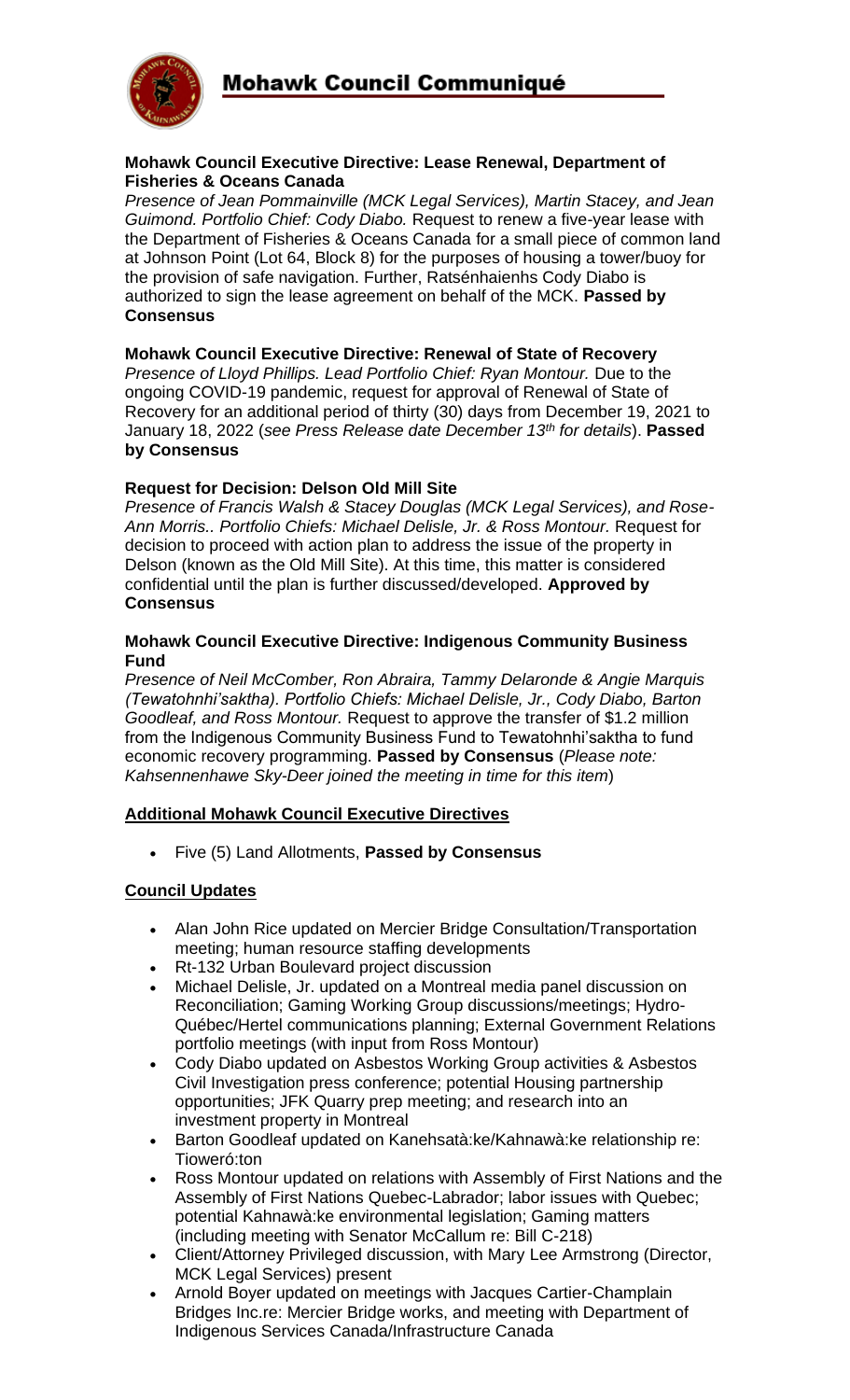**Mohawk Council Executive Directive: Lease Renewal, Department of Fisheries & Oceans Canada**

*Presence of Jean Pommainville (MCK Legal Services), Martin Stacey, and Jean Guimond. Portfolio Chief: Cody Diabo.* Request to renew a five-year lease with the Department of Fisheries & Oceans Canada for a small piece of common land at Johnson Point (Lot 64, Block 8) for the purposes of housing a tower/buoy for the provision of safe navigation. Further, Ratsénhaienhs Cody Diabo is authorized to sign the lease agreement on behalf of the MCK. **Passed by Consensus**

**Mohawk Council Executive Directive: Renewal of State of Recovery**

*Presence of Lloyd Phillips. Lead Portfolio Chief: Ryan Montour.* Due to the ongoing COVID-19 pandemic, request for approval of Renewal of State of Recovery for an additional period of thirty (30) days from December 19, 2021 to January 18, 2022 (*see Press Release date December 13th for details*). **Passed by Consensus**

**Request for Decision: Delson Old Mill Site**

*Presence of Francis Walsh & Stacey Douglas (MCK Legal Services), and Rose-Ann Morris.. Portfolio Chiefs: Michael Delisle, Jr. & Ross Montour.* Request for decision to proceed with action plan to address the issue of the property in Delson (known as the Old Mill Site). At this time, this matter is considered confidential until the plan is further discussed/developed. **Approved by Consensus**

**Mohawk Council Executive Directive: Indigenous Community Business Fund**

*Presence of Neil McComber, Ron Abraira, Tammy Delaronde & Angie Marquis (Tewatohnhi'saktha). Portfolio Chiefs: Michael Delisle, Jr., Cody Diabo, Barton Goodleaf, and Ross Montour.* Request to approve the transfer of $1.2 million from the Indigenous Community Business Fund to Tewatohnhi'saktha to fund economic recovery programming. **Passed by Consensus** (*Please note: Kahsennenhawe Sky-Deer joined the meeting in time for this item*)

**Additional Mohawk Council Executive Directives**

- Five (5) Land Allotments, **Passed by Consensus**

**Council Updates**

- Alan John Rice updated on Mercier Bridge Consultation/Transportation meeting; human resource staffing developments
- Rt-132 Urban Boulevard project discussion
- Michael Delisle, Jr. updated on a Montreal media panel discussion on Reconciliation; Gaming Working Group discussions/meetings; Hydro-Québec/Hertel communications planning; External Government Relations portfolio meetings (with input from Ross Montour)
- Cody Diabo updated on Asbestos Working Group activities & Asbestos Civil Investigation press conference; potential Housing partnership opportunities; JFK Quarry prep meeting; and research into an investment property in Montreal
- Barton Goodleaf updated on Kanehsatà:ke/Kahnawà:ke relationship re: Tioweró:ton
- Ross Montour updated on relations with Assembly of First Nations and the Assembly of First Nations Quebec-Labrador; labor issues with Quebec; potential Kahnawà:ke environmental legislation; Gaming matters (including meeting with Senator McCallum re: Bill C-218)
- Client/Attorney Privileged discussion, with Mary Lee Armstrong (Director, MCK Legal Services) present
- Arnold Boyer updated on meetings with Jacques Cartier-Champlain Bridges Inc.re: Mercier Bridge works, and meeting with Department of Indigenous Services Canada/Infrastructure Canada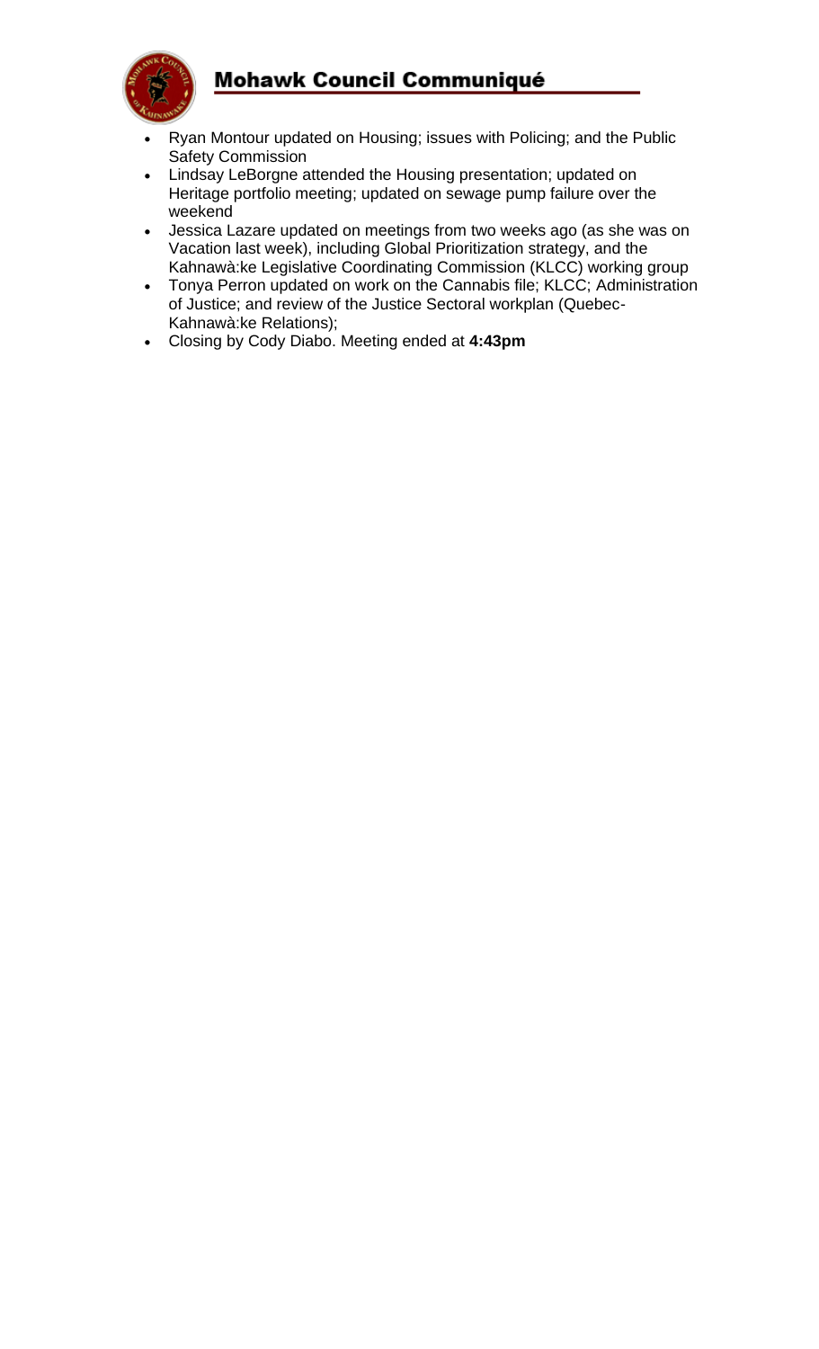- Ryan Montour updated on Housing; issues with Policing; and the Public Safety Commission
- Lindsay LeBorgne attended the Housing presentation; updated on Heritage portfolio meeting; updated on sewage pump failure over the weekend
- Jessica Lazare updated on meetings from two weeks ago (as she was on Vacation last week), including Global Prioritization strategy, and the Kahnawà:ke Legislative Coordinating Commission (KLCC) working group
- Tonya Perron updated on work on the Cannabis file; KLCC; Administration of Justice; and review of the Justice Sectoral workplan (Quebec-Kahnawà:ke Relations);
- Closing by Cody Diabo. Meeting ended at **4:43pm**